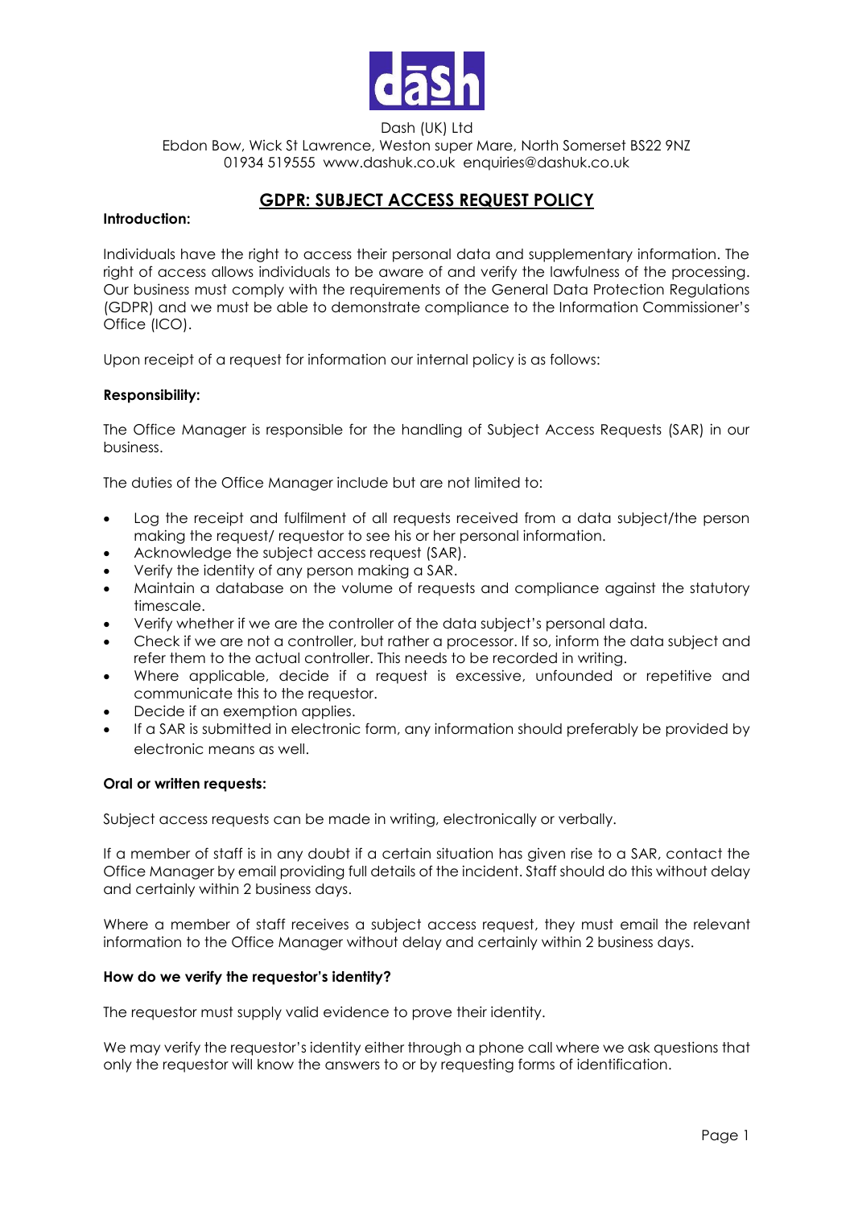Dash (UK) Ltd
Ebdon Bow, Wick St Lawrence, Weston super Mare, North Somerset BS22 9NZ
01934 519555 www.dashuk.co.uk enquiries@dashuk.co.uk

# GDPR: SUBJECT ACCESS REQUEST POLICY

**Introduction:**

Individuals have the right to access their personal data and supplementary information. The right of access allows individuals to be aware of and verify the lawfulness of the processing. Our business must comply with the requirements of the General Data Protection Regulations (GDPR) and we must be able to demonstrate compliance to the Information Commissioner's Office (ICO).

Upon receipt of a request for information our internal policy is as follows:

**Responsibility:**

The Office Manager is responsible for the handling of Subject Access Requests (SAR) in our business.

The duties of the Office Manager include but are not limited to:

- Log the receipt and fulfilment of all requests received from a data subject/the person making the request/ requestor to see his or her personal information.
- Acknowledge the subject access request (SAR).
- Verify the identity of any person making a SAR.
- Maintain a database on the volume of requests and compliance against the statutory timescale.
- Verify whether if we are the controller of the data subject's personal data.
- Check if we are not a controller, but rather a processor. If so, inform the data subject and refer them to the actual controller. This needs to be recorded in writing.
- Where applicable, decide if a request is excessive, unfounded or repetitive and communicate this to the requestor.
- Decide if an exemption applies.
- If a SAR is submitted in electronic form, any information should preferably be provided by electronic means as well.

**Oral or written requests:**

Subject access requests can be made in writing, electronically or verbally.

If a member of staff is in any doubt if a certain situation has given rise to a SAR, contact the Office Manager by email providing full details of the incident. Staff should do this without delay and certainly within 2 business days.

Where a member of staff receives a subject access request, they must email the relevant information to the Office Manager without delay and certainly within 2 business days.

**How do we verify the requestor's identity?**

The requestor must supply valid evidence to prove their identity.

We may verify the requestor's identity either through a phone call where we ask questions that only the requestor will know the answers to or by requesting forms of identification.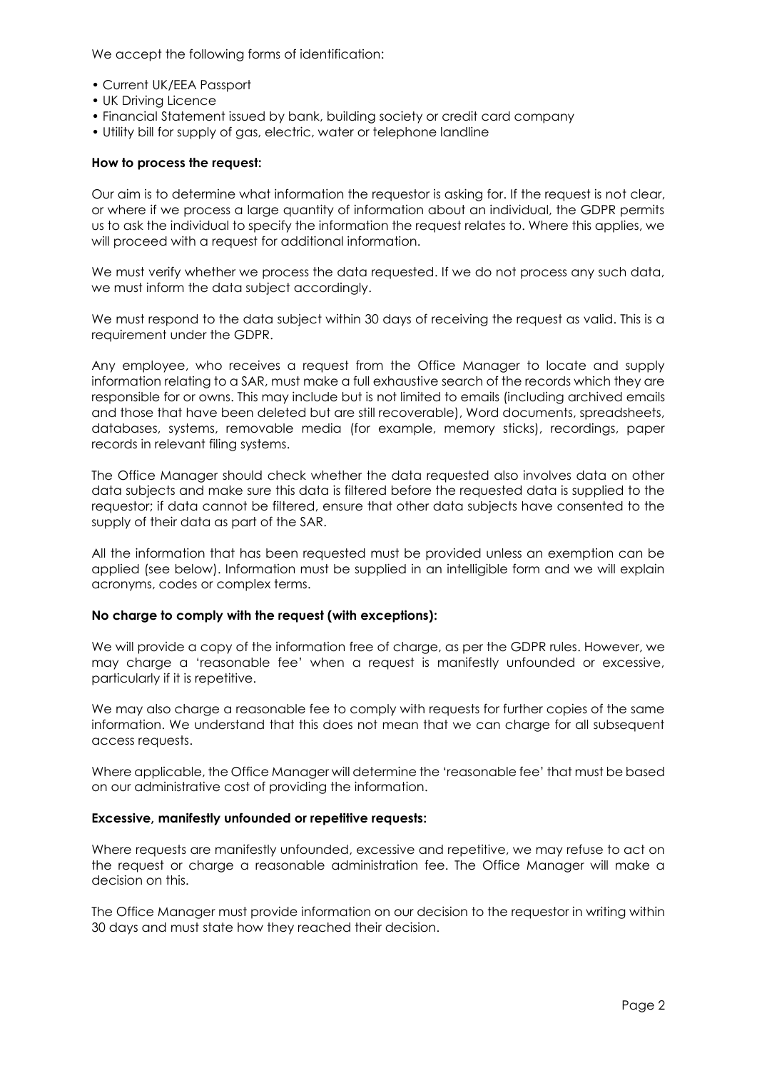We accept the following forms of identification:

- Current UK/EEA Passport
- UK Driving Licence
- Financial Statement issued by bank, building society or credit card company
- Utility bill for supply of gas, electric, water or telephone landline

**How to process the request:**

Our aim is to determine what information the requestor is asking for. If the request is not clear, or where if we process a large quantity of information about an individual, the GDPR permits us to ask the individual to specify the information the request relates to. Where this applies, we will proceed with a request for additional information.

We must verify whether we process the data requested. If we do not process any such data, we must inform the data subject accordingly.

We must respond to the data subject within 30 days of receiving the request as valid. This is a requirement under the GDPR.

Any employee, who receives a request from the Office Manager to locate and supply information relating to a SAR, must make a full exhaustive search of the records which they are responsible for or owns. This may include but is not limited to emails (including archived emails and those that have been deleted but are still recoverable), Word documents, spreadsheets, databases, systems, removable media (for example, memory sticks), recordings, paper records in relevant filing systems.

The Office Manager should check whether the data requested also involves data on other data subjects and make sure this data is filtered before the requested data is supplied to the requestor; if data cannot be filtered, ensure that other data subjects have consented to the supply of their data as part of the SAR.

All the information that has been requested must be provided unless an exemption can be applied (see below). Information must be supplied in an intelligible form and we will explain acronyms, codes or complex terms.

**No charge to comply with the request (with exceptions):**

We will provide a copy of the information free of charge, as per the GDPR rules. However, we may charge a 'reasonable fee' when a request is manifestly unfounded or excessive, particularly if it is repetitive.

We may also charge a reasonable fee to comply with requests for further copies of the same information. We understand that this does not mean that we can charge for all subsequent access requests.

Where applicable, the Office Manager will determine the 'reasonable fee' that must be based on our administrative cost of providing the information.

**Excessive, manifestly unfounded or repetitive requests:**

Where requests are manifestly unfounded, excessive and repetitive, we may refuse to act on the request or charge a reasonable administration fee. The Office Manager will make a decision on this.

The Office Manager must provide information on our decision to the requestor in writing within 30 days and must state how they reached their decision.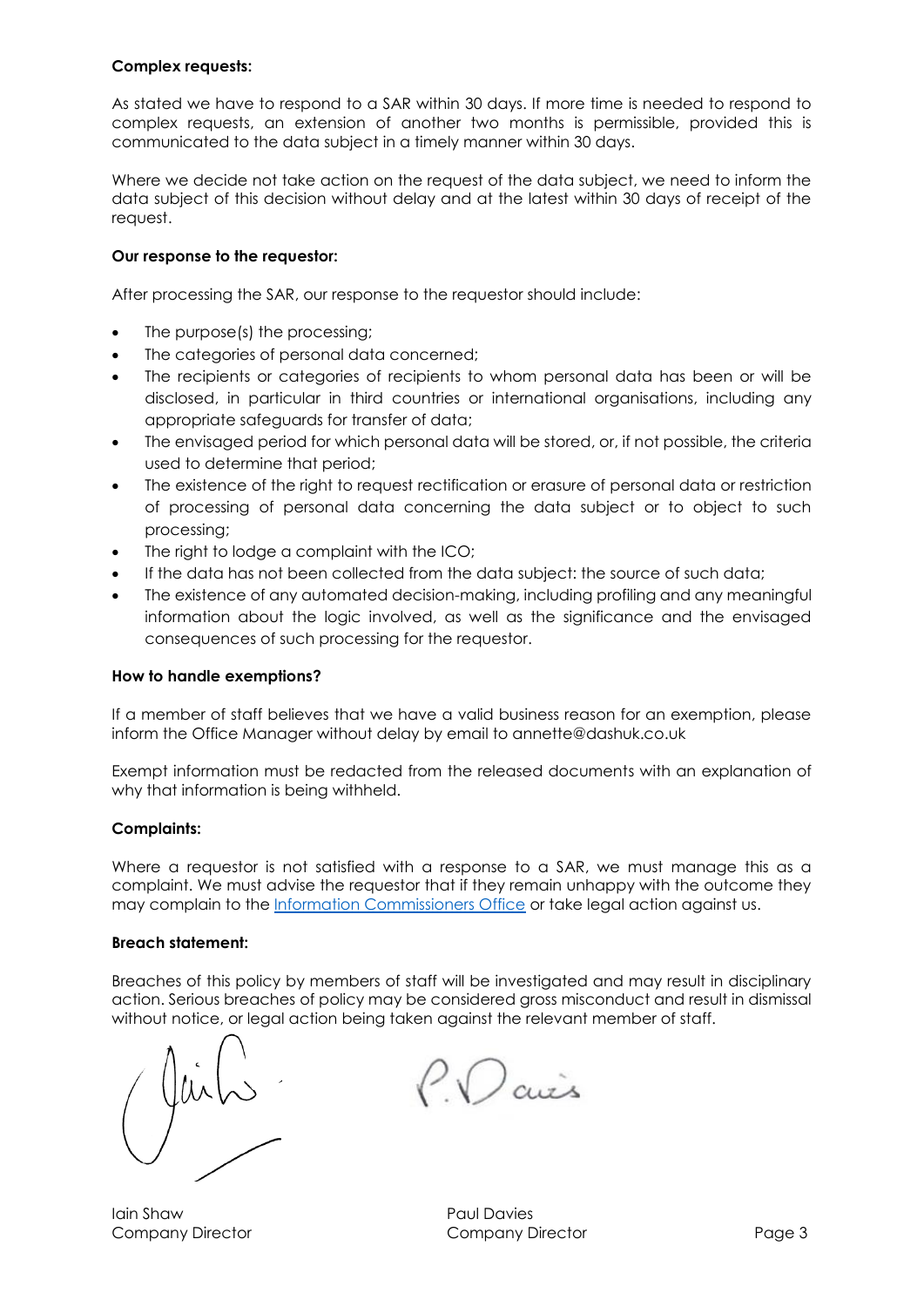**Complex requests:**

As stated we have to respond to a SAR within 30 days. If more time is needed to respond to complex requests, an extension of another two months is permissible, provided this is communicated to the data subject in a timely manner within 30 days.

Where we decide not take action on the request of the data subject, we need to inform the data subject of this decision without delay and at the latest within 30 days of receipt of the request.

**Our response to the requestor:**

After processing the SAR, our response to the requestor should include:

- The purpose(s) the processing;
- The categories of personal data concerned;
- The recipients or categories of recipients to whom personal data has been or will be disclosed, in particular in third countries or international organisations, including any appropriate safeguards for transfer of data;
- The envisaged period for which personal data will be stored, or, if not possible, the criteria used to determine that period;
- The existence of the right to request rectification or erasure of personal data or restriction of processing of personal data concerning the data subject or to object to such processing;
- The right to lodge a complaint with the ICO;
- If the data has not been collected from the data subject: the source of such data;
- The existence of any automated decision-making, including profiling and any meaningful information about the logic involved, as well as the significance and the envisaged consequences of such processing for the requestor.

**How to handle exemptions?**

If a member of staff believes that we have a valid business reason for an exemption, please inform the Office Manager without delay by email to annette@dashuk.co.uk

Exempt information must be redacted from the released documents with an explanation of why that information is being withheld.

**Complaints:**

Where a requestor is not satisfied with a response to a SAR, we must manage this as a complaint. We must advise the requestor that if they remain unhappy with the outcome they may complain to the Information Commissioners Office or take legal action against us.

**Breach statement:**

Breaches of this policy by members of staff will be investigated and may result in disciplinary action. Serious breaches of policy may be considered gross misconduct and result in dismissal without notice, or legal action being taken against the relevant member of staff.

Iain Shaw
Company Director

Paul Davies
Company Director